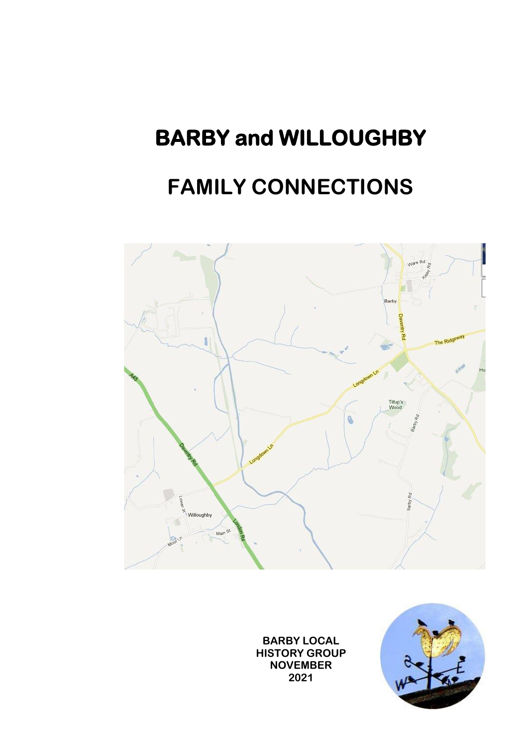# BARBY and WILLOUGHBY

# FAMILY CONNECTIONS

BARBY LOCAL HISTORY GROUP
NOVEMBER
2021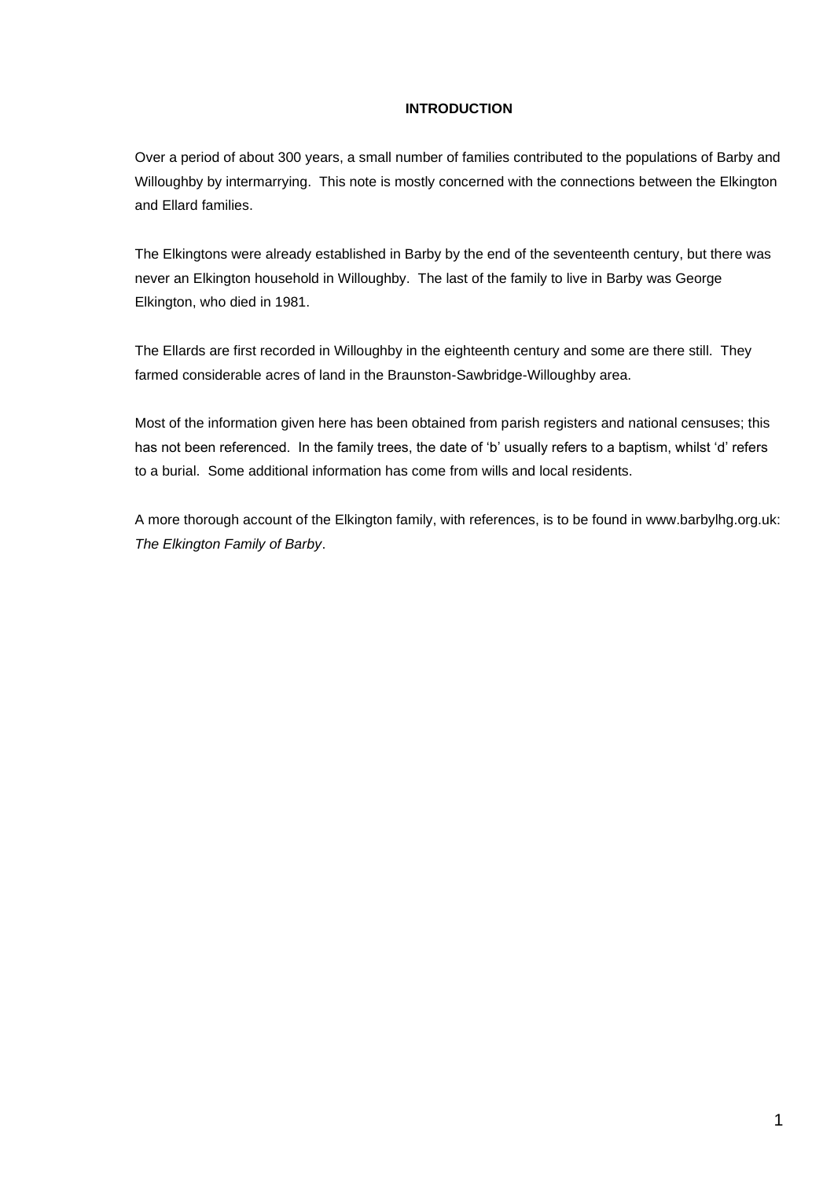## INTRODUCTION

Over a period of about 300 years, a small number of families contributed to the populations of Barby and Willoughby by intermarrying. This note is mostly concerned with the connections between the Elkington and Ellard families.

The Elkingtons were already established in Barby by the end of the seventeenth century, but there was never an Elkington household in Willoughby. The last of the family to live in Barby was George Elkington, who died in 1981.

The Ellards are first recorded in Willoughby in the eighteenth century and some are there still. They farmed considerable acres of land in the Braunston-Sawbridge-Willoughby area.

Most of the information given here has been obtained from parish registers and national censuses; this has not been referenced. In the family trees, the date of 'b' usually refers to a baptism, whilst 'd' refers to a burial. Some additional information has come from wills and local residents.

A more thorough account of the Elkington family, with references, is to be found in www.barbylhg.org.uk: *The Elkington Family of Barby*.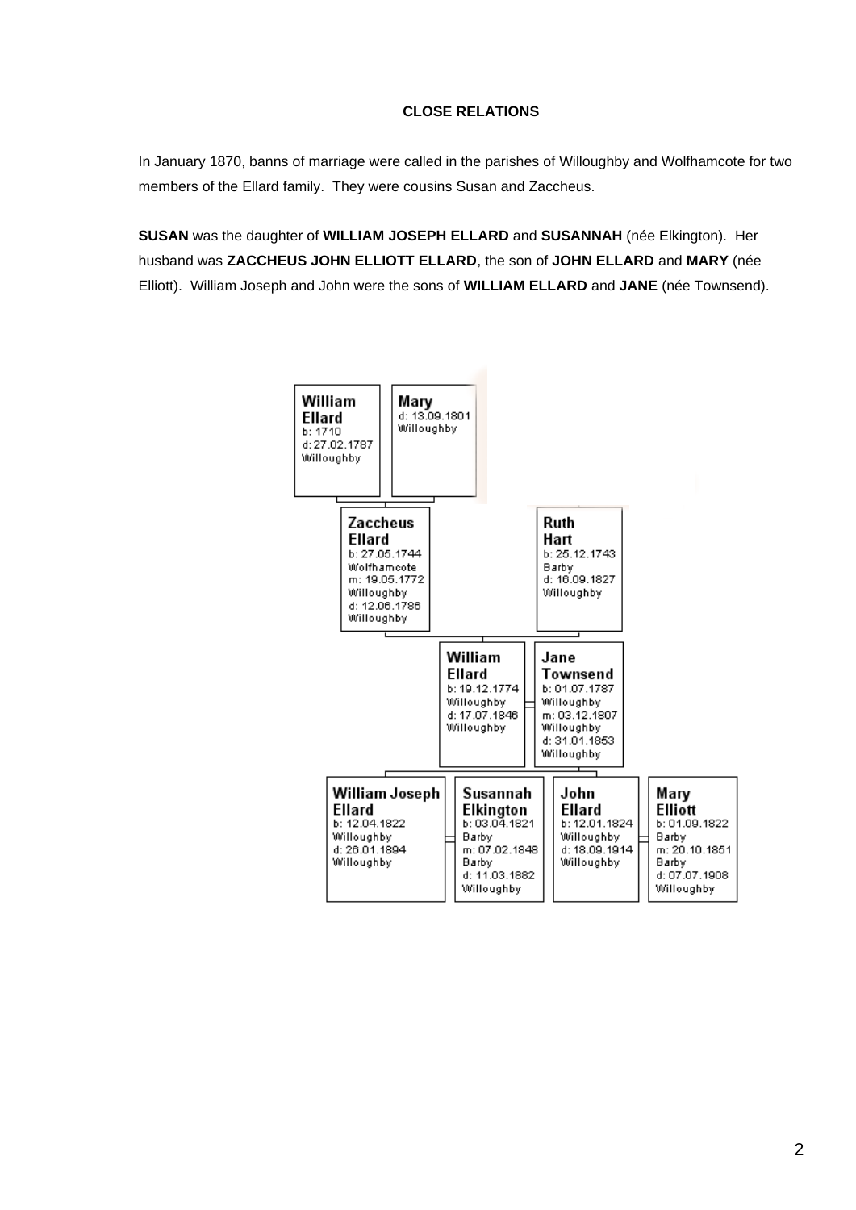**CLOSE RELATIONS**

In January 1870, banns of marriage were called in the parishes of Willoughby and Wolfhamcote for two members of the Ellard family. They were cousins Susan and Zaccheus.

**SUSAN** was the daughter of **WILLIAM JOSEPH ELLARD** and **SUSANNAH** (née Elkington). Her husband was **ZACCHEUS JOHN ELLIOTT ELLARD**, the son of **JOHN ELLARD** and **MARY** (née Elliott). William Joseph and John were the sons of **WILLIAM ELLARD** and **JANE** (née Townsend).

**William Ellard**
b: 1710
d: 27.02.1787
Willoughby

**Mary**
d: 13.09.1801
Willoughby

**Zaccheus Ellard**
b: 27.05.1744
Wolfhamcote
m: 19.05.1772
Willoughby
d: 12.06.1786
Willoughby

**Ruth Hart**
b: 25.12.1743
Barby
d: 16.09.1827
Willoughby

**William Ellard**
b: 19.12.1774
Willoughby
d: 17.07.1846
Willoughby

**Jane Townsend**
b: 01.07.1787
Willoughby
m: 03.12.1807
Willoughby
d: 31.01.1853
Willoughby

**William Joseph Ellard**
b: 12.04.1822
Willoughby
d: 26.01.1894
Willoughby

**Susannah Elkington**
b: 03.04.1821
Barby
m: 07.02.1848
Barby
d: 11.03.1882
Willoughby

**John Ellard**
b: 12.01.1824
Willoughby
d: 18.09.1914
Willoughby

**Mary Elliott**
b: 01.09.1822
Barby
m: 20.10.1851
Barby
d: 07.07.1908
Willoughby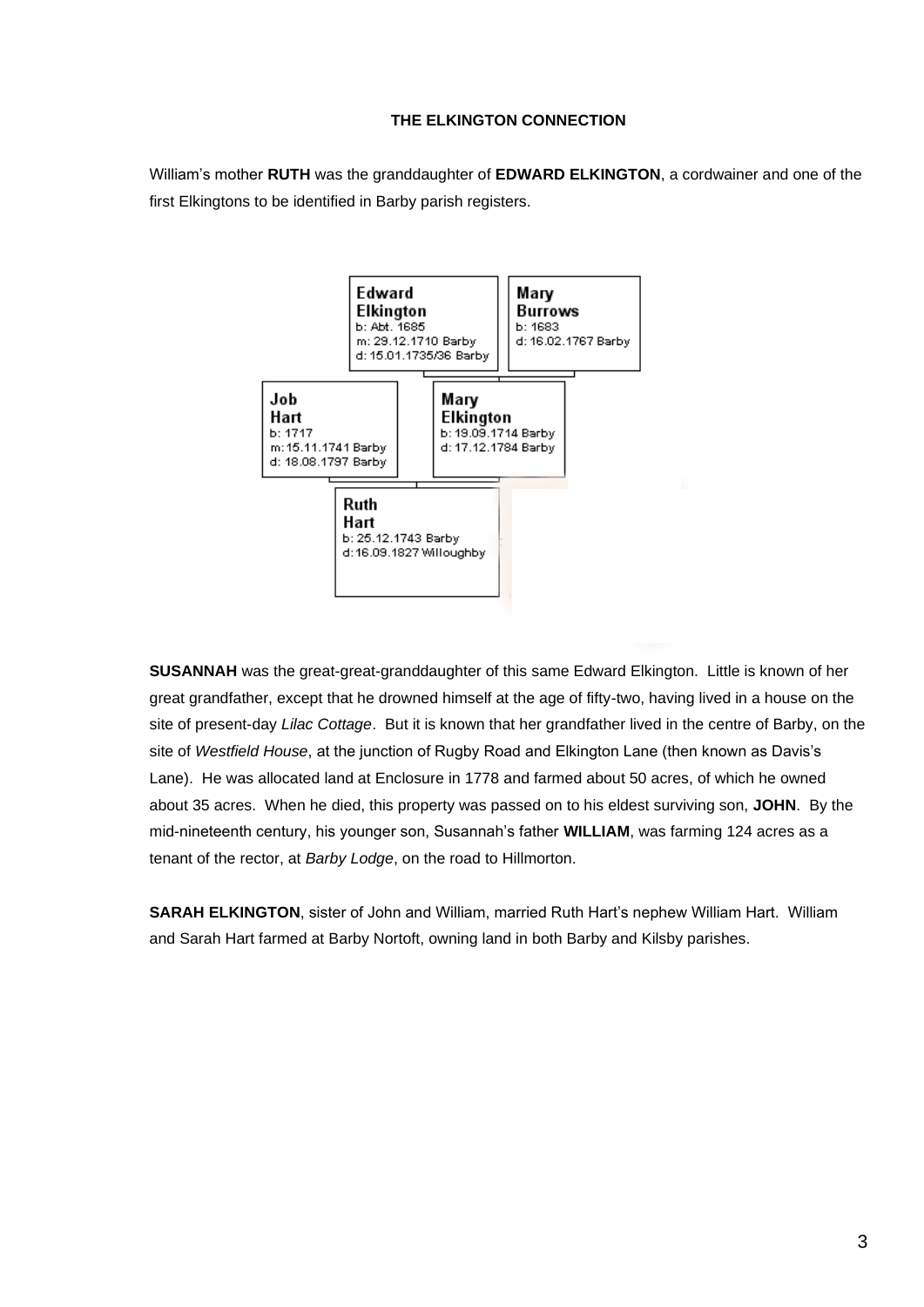**THE ELKINGTON CONNECTION**

William's mother **RUTH** was the granddaughter of **EDWARD ELKINGTON**, a cordwainer and one of the first Elkingtons to be identified in Barby parish registers.

**Edward Elkington**
b: Abt. 1685
m: 29.12.1710 Barby
d: 15.01.1735/36 Barby

**Mary Burrows**
b: 1683
d: 16.02.1767 Barby

**Job Hart**
b: 1717
m: 15.11.1741 Barby
d: 18.08.1797 Barby

**Mary Elkington**
b: 19.09.1714 Barby
d: 17.12.1784 Barby

**Ruth Hart**
b: 25.12.1743 Barby
d: 16.09.1827 Willoughby

**SUSANNAH** was the great-great-granddaughter of this same Edward Elkington. Little is known of her great grandfather, except that he drowned himself at the age of fifty-two, having lived in a house on the site of present-day *Lilac Cottage*. But it is known that her grandfather lived in the centre of Barby, on the site of *Westfield House*, at the junction of Rugby Road and Elkington Lane (then known as Davis's Lane). He was allocated land at Enclosure in 1778 and farmed about 50 acres, of which he owned about 35 acres. When he died, this property was passed on to his eldest surviving son, **JOHN**. By the mid-nineteenth century, his younger son, Susannah's father **WILLIAM**, was farming 124 acres as a tenant of the rector, at *Barby Lodge*, on the road to Hillmorton.

**SARAH ELKINGTON**, sister of John and William, married Ruth Hart's nephew William Hart. William and Sarah Hart farmed at Barby Nortoft, owning land in both Barby and Kilsby parishes.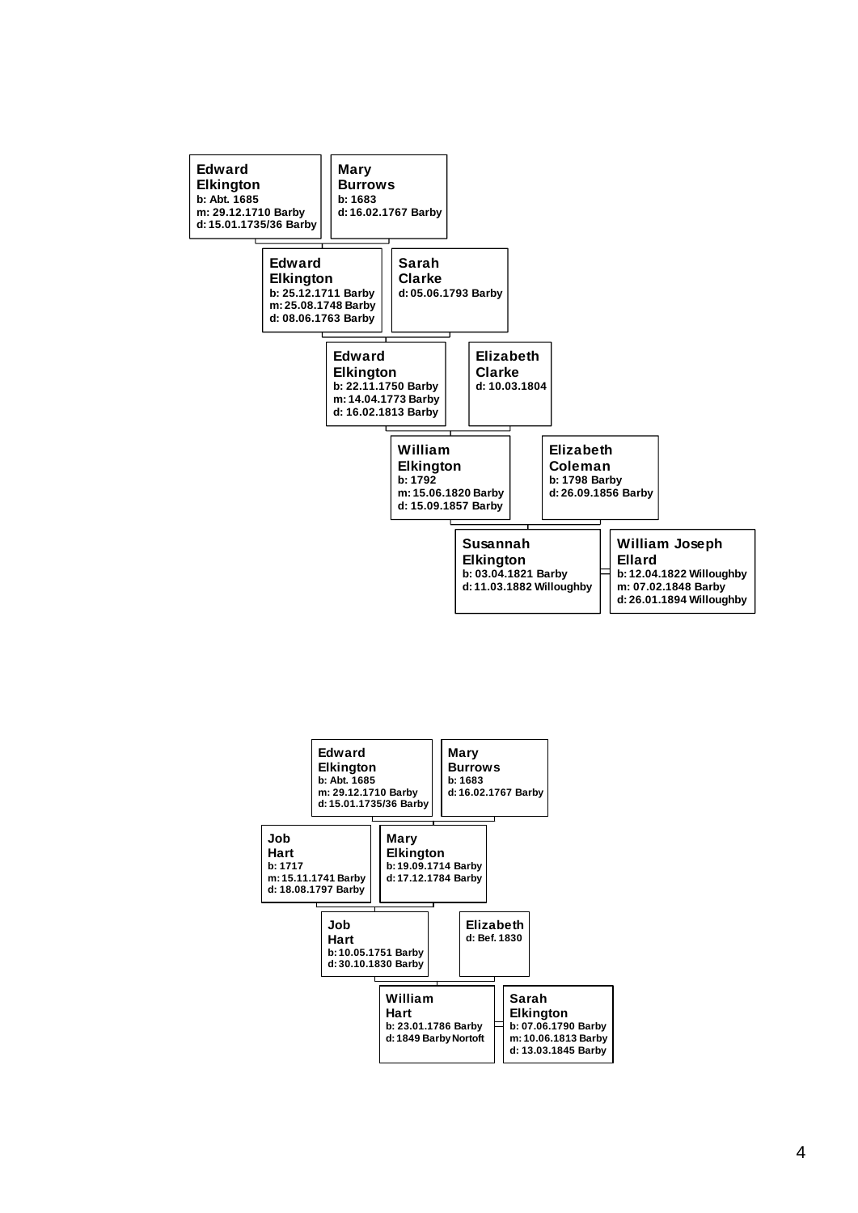**Edward Elkington**
b: Abt. 1685
m: 29.12.1710 Barby
d: 15.01.1735/36 Barby

**Mary Burrows**
b: 1683
d: 16.02.1767 Barby

**Edward Elkington**
b: 25.12.1711 Barby
m: 25.08.1748 Barby
d: 08.06.1763 Barby

**Sarah Clarke**
d: 05.06.1793 Barby

**Edward Elkington**
b: 22.11.1750 Barby
m: 14.04.1773 Barby
d: 16.02.1813 Barby

**Elizabeth Clarke**
d: 10.03.1804

**William Elkington**
b: 1792
m: 15.06.1820 Barby
d: 15.09.1857 Barby

**Elizabeth Coleman**
b: 1798 Barby
d: 26.09.1856 Barby

**Susannah Elkington**
b: 03.04.1821 Barby
d: 11.03.1882 Willoughby

**William Joseph Ellard**
b: 12.04.1822 Willoughby
m: 07.02.1848 Barby
d: 26.01.1894 Willoughby

---

**Edward Elkington**
b: Abt. 1685
m: 29.12.1710 Barby
d: 15.01.1735/36 Barby

**Mary Burrows**
b: 1683
d: 16.02.1767 Barby

**Job Hart**
b: 1717
m: 15.11.1741 Barby
d: 18.08.1797 Barby

**Mary Elkington**
b: 19.09.1714 Barby
d: 17.12.1784 Barby

**Job Hart**
b: 10.05.1751 Barby
d: 30.10.1830 Barby

**Elizabeth**
d: Bef. 1830

**William Hart**
b: 23.01.1786 Barby
d: 1849 Barby Nortoft

**Sarah Elkington**
b: 07.06.1790 Barby
m: 10.06.1813 Barby
d: 13.03.1845 Barby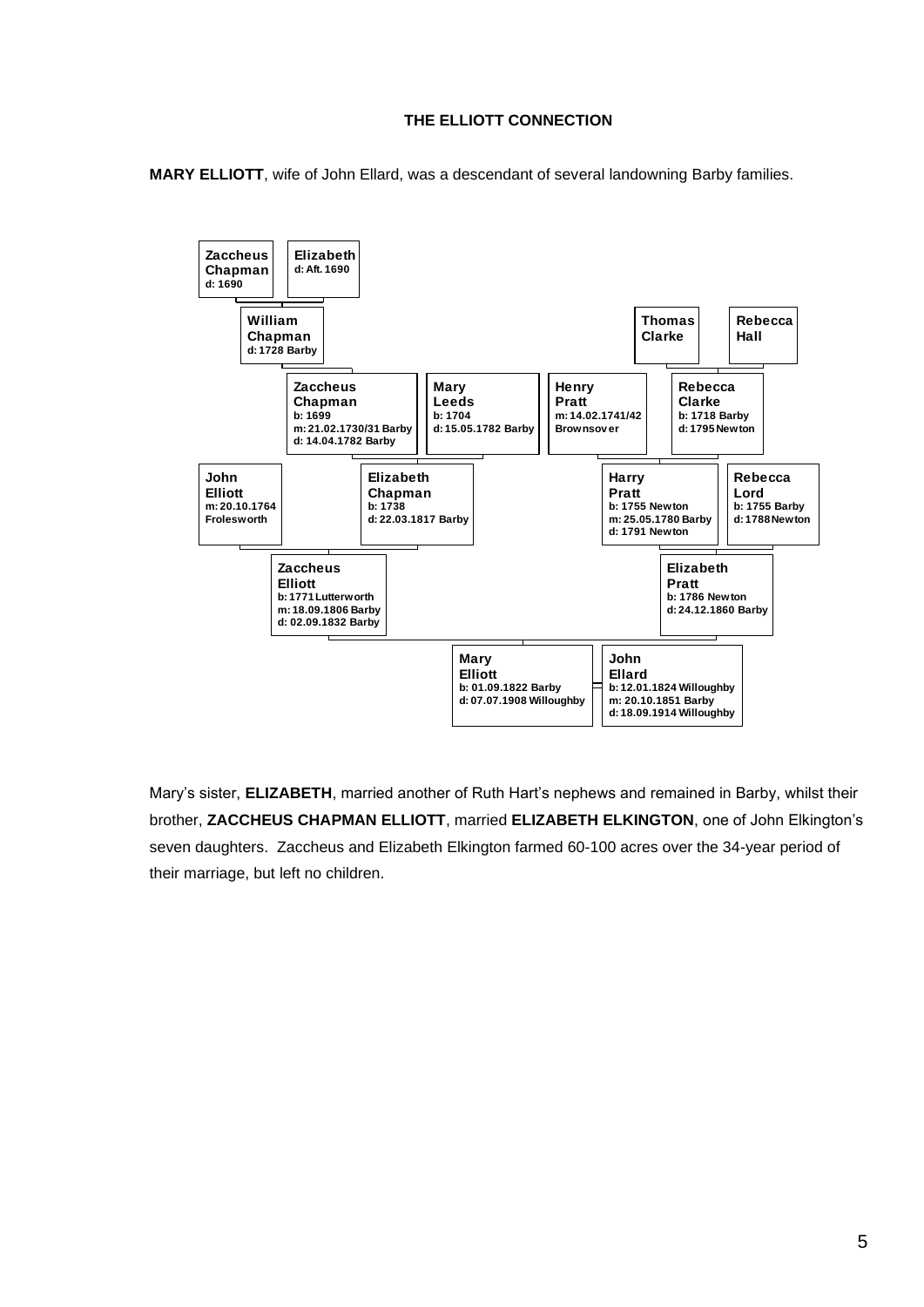# THE ELLIOTT CONNECTION

**MARY ELLIOTT**, wife of John Ellard, was a descendant of several landowning Barby families.

**Zaccheus Chapman**
d: 1690

**Elizabeth**
d: Aft. 1690

**William Chapman**
d: 1728 Barby

**Thomas Clarke**

**Rebecca Hall**

**Zaccheus Chapman**
b: 1699
m: 21.02.1730/31 Barby
d: 14.04.1782 Barby

**Mary Leeds**
b: 1704
d: 15.05.1782 Barby

**Henry Pratt**
m: 14.02.1741/42
Brownsover

**Rebecca Clarke**
b: 1718 Barby
d: 1795 Newton

**John Elliott**
m: 20.10.1764
Frolesworth

**Elizabeth Chapman**
b: 1738
d: 22.03.1817 Barby

**Harry Pratt**
b: 1755 Newton
m: 25.05.1780 Barby
d: 1791 Newton

**Rebecca Lord**
b: 1755 Barby
d: 1788 Newton

**Zaccheus Elliott**
b: 1771 Lutterworth
m: 18.09.1806 Barby
d: 02.09.1832 Barby

**Elizabeth Pratt**
b: 1786 Newton
d: 24.12.1860 Barby

**Mary Elliott**
b: 01.09.1822 Barby
d: 07.07.1908 Willoughby

**John Ellard**
b: 12.01.1824 Willoughby
m: 20.10.1851 Barby
d: 18.09.1914 Willoughby

Mary's sister, **ELIZABETH**, married another of Ruth Hart's nephews and remained in Barby, whilst their brother, **ZACCHEUS CHAPMAN ELLIOTT**, married **ELIZABETH ELKINGTON**, one of John Elkington's seven daughters. Zaccheus and Elizabeth Elkington farmed 60-100 acres over the 34-year period of their marriage, but left no children.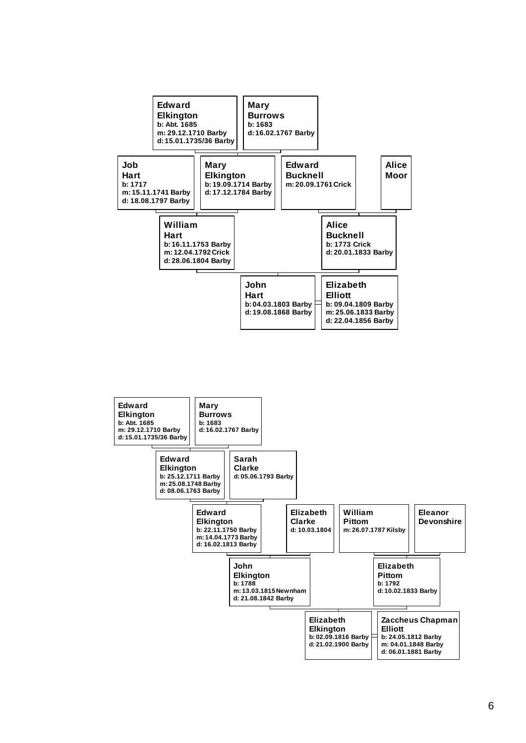**Edward Elkington**
b: Abt. 1685
m: 29.12.1710 Barby
d: 15.01.1735/36 Barby

**Mary Burrows**
b: 1683
d: 16.02.1767 Barby

**Job Hart**
b: 1717
m: 15.11.1741 Barby
d: 18.08.1797 Barby

**Mary Elkington**
b: 19.09.1714 Barby
d: 17.12.1784 Barby

**Edward Bucknell**
m: 20.09.1761 Crick

**Alice Moor**

**William Hart**
b: 16.11.1753 Barby
m: 12.04.1792 Crick
d: 28.06.1804 Barby

**Alice Bucknell**
b: 1773 Crick
d: 20.01.1833 Barby

**John Hart**
b: 04.03.1803 Barby
d: 19.08.1868 Barby

**Elizabeth Elliott**
b: 09.04.1809 Barby
m: 25.06.1833 Barby
d: 22.04.1856 Barby

---

**Edward Elkington**
b: Abt. 1685
m: 29.12.1710 Barby
d: 15.01.1735/36 Barby

**Mary Burrows**
b: 1683
d: 16.02.1767 Barby

**Edward Elkington**
b: 25.12.1711 Barby
m: 25.08.1748 Barby
d: 08.06.1763 Barby

**Sarah Clarke**
d: 05.06.1793 Barby

**Edward Elkington**
b: 22.11.1750 Barby
m: 14.04.1773 Barby
d: 16.02.1813 Barby

**Elizabeth Clarke**
d: 10.03.1804

**William Pittom**
m: 26.07.1787 Kilsby

**Eleanor Devonshire**

**John Elkington**
b: 1788
m: 13.03.1815 Newnham
d: 21.08.1842 Barby

**Elizabeth Pittom**
b: 1792
d: 10.02.1833 Barby

**Elizabeth Elkington**
b: 02.09.1816 Barby
d: 21.02.1900 Barby

**Zaccheus Chapman Elliott**
b: 24.05.1812 Barby
m: 04.01.1848 Barby
d: 06.01.1881 Barby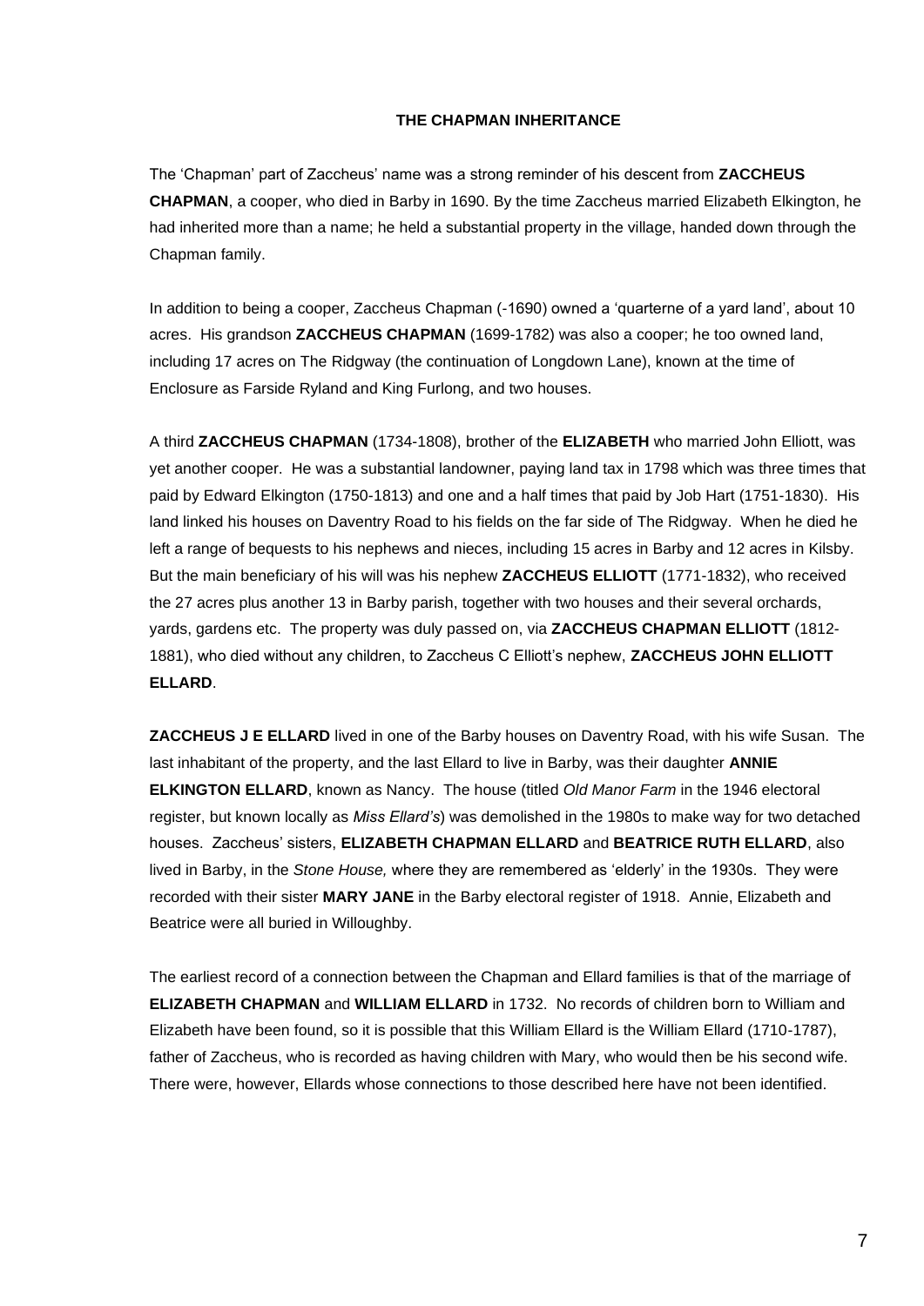### THE CHAPMAN INHERITANCE

The 'Chapman' part of Zaccheus' name was a strong reminder of his descent from **ZACCHEUS CHAPMAN**, a cooper, who died in Barby in 1690. By the time Zaccheus married Elizabeth Elkington, he had inherited more than a name; he held a substantial property in the village, handed down through the Chapman family.

In addition to being a cooper, Zaccheus Chapman (-1690) owned a 'quarterne of a yard land', about 10 acres. His grandson **ZACCHEUS CHAPMAN** (1699-1782) was also a cooper; he too owned land, including 17 acres on The Ridgway (the continuation of Longdown Lane), known at the time of Enclosure as Farside Ryland and King Furlong, and two houses.

A third **ZACCHEUS CHAPMAN** (1734-1808), brother of the **ELIZABETH** who married John Elliott, was yet another cooper. He was a substantial landowner, paying land tax in 1798 which was three times that paid by Edward Elkington (1750-1813) and one and a half times that paid by Job Hart (1751-1830). His land linked his houses on Daventry Road to his fields on the far side of The Ridgway. When he died he left a range of bequests to his nephews and nieces, including 15 acres in Barby and 12 acres in Kilsby. But the main beneficiary of his will was his nephew **ZACCHEUS ELLIOTT** (1771-1832), who received the 27 acres plus another 13 in Barby parish, together with two houses and their several orchards, yards, gardens etc. The property was duly passed on, via **ZACCHEUS CHAPMAN ELLIOTT** (1812-1881), who died without any children, to Zaccheus C Elliott's nephew, **ZACCHEUS JOHN ELLIOTT ELLARD**.

**ZACCHEUS J E ELLARD** lived in one of the Barby houses on Daventry Road, with his wife Susan. The last inhabitant of the property, and the last Ellard to live in Barby, was their daughter **ANNIE ELKINGTON ELLARD**, known as Nancy. The house (titled *Old Manor Farm* in the 1946 electoral register, but known locally as *Miss Ellard's*) was demolished in the 1980s to make way for two detached houses. Zaccheus' sisters, **ELIZABETH CHAPMAN ELLARD** and **BEATRICE RUTH ELLARD**, also lived in Barby, in the *Stone House,* where they are remembered as 'elderly' in the 1930s. They were recorded with their sister **MARY JANE** in the Barby electoral register of 1918. Annie, Elizabeth and Beatrice were all buried in Willoughby.

The earliest record of a connection between the Chapman and Ellard families is that of the marriage of **ELIZABETH CHAPMAN** and **WILLIAM ELLARD** in 1732. No records of children born to William and Elizabeth have been found, so it is possible that this William Ellard is the William Ellard (1710-1787), father of Zaccheus, who is recorded as having children with Mary, who would then be his second wife. There were, however, Ellards whose connections to those described here have not been identified.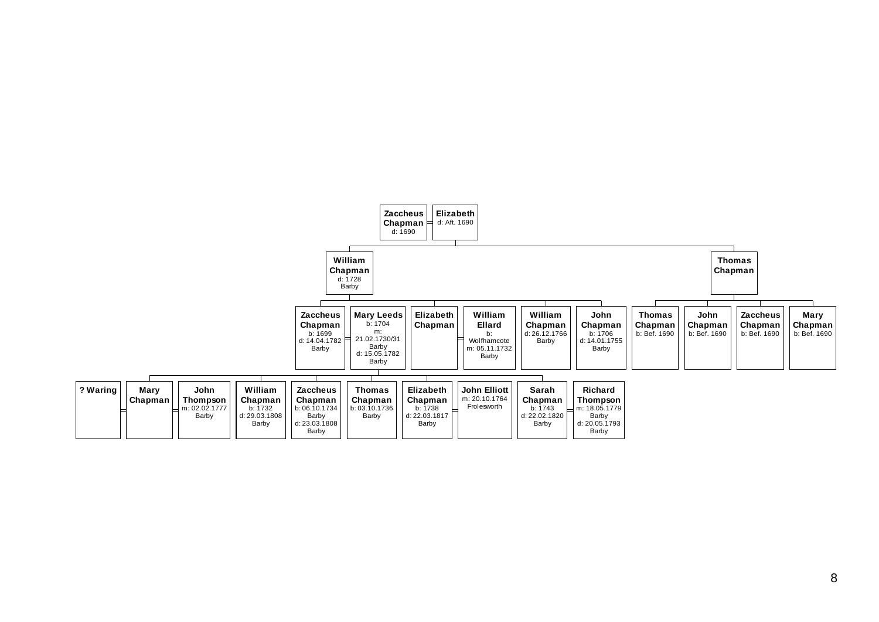**Zaccheus Chapman** = **Elizabeth**
d: 1690 — d: Aft. 1690

Children of Zaccheus Chapman and Elizabeth:

- **William Chapman**
  d: 1728
  Barby
- **Thomas Chapman**

Children of William Chapman:

- **Zaccheus Chapman**
  b: 1699
  d: 14.04.1782
  Barby
  = **Mary Leeds**
  b: 1704
  m: 21.02.1730/31
  Barby
  d: 15.05.1782
  Barby
- **Elizabeth Chapman** = **William Ellard**
  b: Wolfhamcote
  m: 05.11.1732
  Barby
- **William Chapman**
  d: 26.12.1766
  Barby
- **John Chapman**
  b: 1706
  d: 14.01.1755
  Barby

Children of Thomas Chapman:

- **Thomas Chapman**
  b: Bef. 1690
- **John Chapman**
  b: Bef. 1690
- **Zaccheus Chapman**
  b: Bef. 1690
- **Mary Chapman**
  b: Bef. 1690

Children of Zaccheus Chapman and Mary Leeds:

- **? Waring** = **Mary Chapman** = **John Thompson**
  m: 02.02.1777
  Barby
- **William Chapman**
  b: 1732
  d: 29.03.1808
  Barby
- **Zaccheus Chapman**
  b: 06.10.1734
  Barby
  d: 23.03.1808
  Barby
- **Thomas Chapman**
  b: 03.10.1736
  Barby
- **Elizabeth Chapman**
  b: 1738
  d: 22.03.1817
  Barby
  = **John Elliott**
  m: 20.10.1764
  Frolesworth
- **Sarah Chapman**
  b: 1743
  d: 22.02.1820
  Barby
  = **Richard Thompson**
  m: 18.05.1779
  Barby
  d: 20.05.1793
  Barby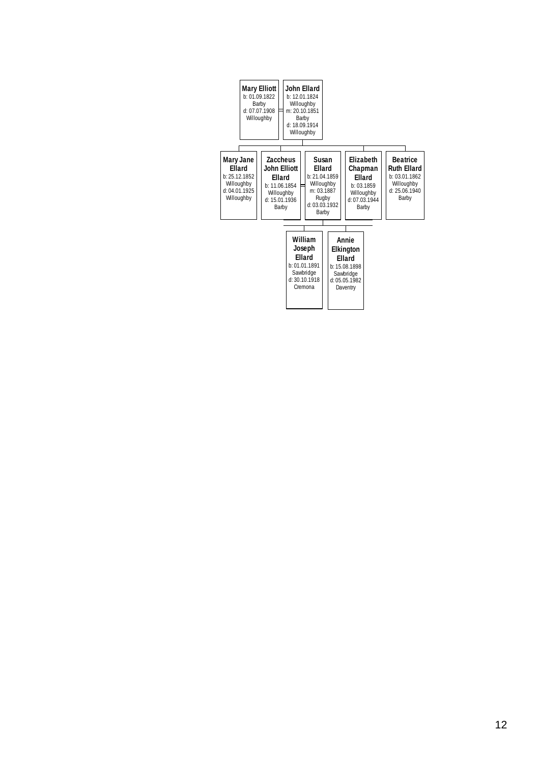**Mary Elliott**
b: 01.09.1822
Barby
d: 07.07.1908
Willoughby

=

**John Ellard**
b: 12.01.1824
Willoughby
m: 20.10.1851
Barby
d: 18.09.1914
Willoughby

---

**Mary Jane Ellard**
b: 25.12.1852
Willoughby
d: 04.01.1925
Willoughby

**Zaccheus John Elliott Ellard**
b: 11.06.1854
Willoughby
d: 15.01.1936
Barby

=

**Susan Ellard**
b: 21.04.1859
Willoughby
m: 03.1887
Rugby
d: 03.03.1932
Barby

**Elizabeth Chapman Ellard**
b: 03.1859
Willoughby
d: 07.03.1944
Barby

**Beatrice Ruth Ellard**
b: 03.01.1862
Willoughby
d: 25.06.1940
Barby

---

**William Joseph Ellard**
b: 01.01.1891
Sawbridge
d: 30.10.1918
Cremona

**Annie Elkington Ellard**
b: 15.08.1898
Sawbridge
d: 05.05.1982
Daventry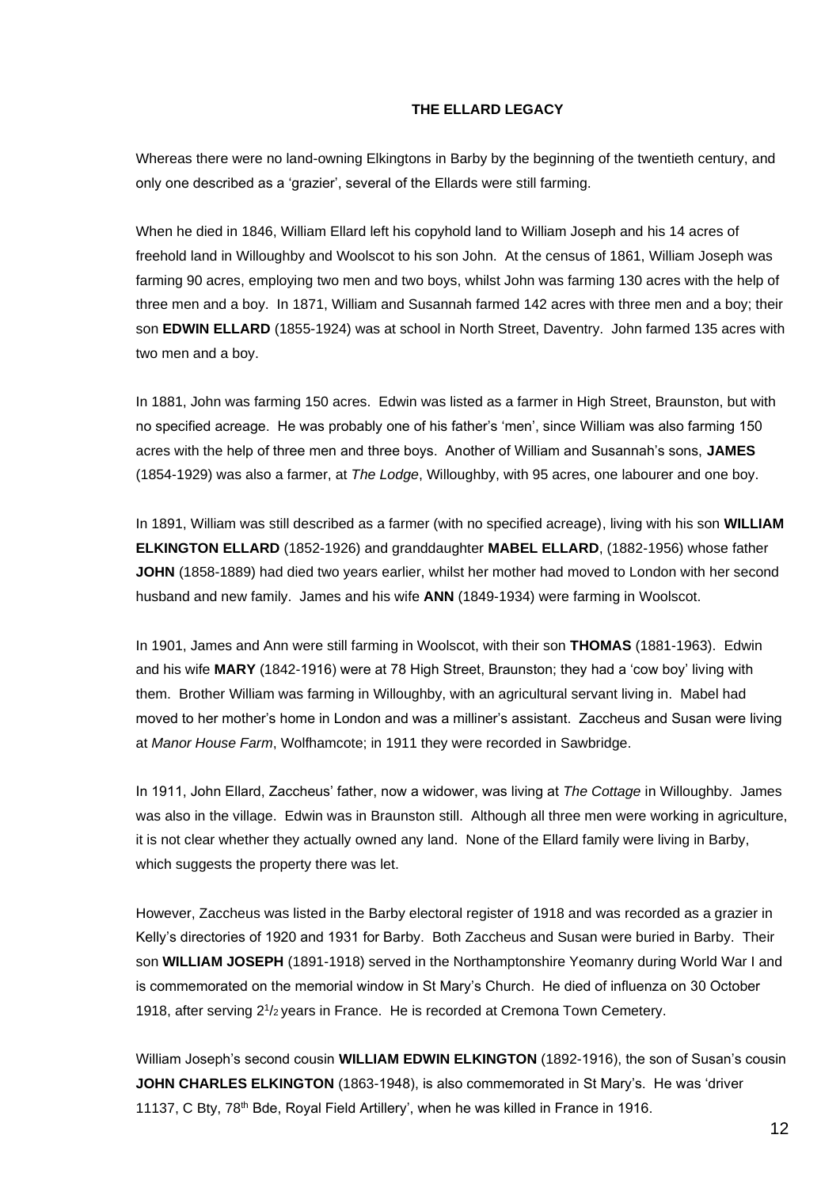**THE ELLARD LEGACY**

Whereas there were no land-owning Elkingtons in Barby by the beginning of the twentieth century, and only one described as a 'grazier', several of the Ellards were still farming.

When he died in 1846, William Ellard left his copyhold land to William Joseph and his 14 acres of freehold land in Willoughby and Woolscot to his son John. At the census of 1861, William Joseph was farming 90 acres, employing two men and two boys, whilst John was farming 130 acres with the help of three men and a boy. In 1871, William and Susannah farmed 142 acres with three men and a boy; their son **EDWIN ELLARD** (1855-1924) was at school in North Street, Daventry. John farmed 135 acres with two men and a boy.

In 1881, John was farming 150 acres. Edwin was listed as a farmer in High Street, Braunston, but with no specified acreage. He was probably one of his father's 'men', since William was also farming 150 acres with the help of three men and three boys. Another of William and Susannah's sons, **JAMES** (1854-1929) was also a farmer, at *The Lodge*, Willoughby, with 95 acres, one labourer and one boy.

In 1891, William was still described as a farmer (with no specified acreage), living with his son **WILLIAM ELKINGTON ELLARD** (1852-1926) and granddaughter **MABEL ELLARD**, (1882-1956) whose father **JOHN** (1858-1889) had died two years earlier, whilst her mother had moved to London with her second husband and new family. James and his wife **ANN** (1849-1934) were farming in Woolscot.

In 1901, James and Ann were still farming in Woolscot, with their son **THOMAS** (1881-1963). Edwin and his wife **MARY** (1842-1916) were at 78 High Street, Braunston; they had a 'cow boy' living with them. Brother William was farming in Willoughby, with an agricultural servant living in. Mabel had moved to her mother's home in London and was a milliner's assistant. Zaccheus and Susan were living at *Manor House Farm*, Wolfhamcote; in 1911 they were recorded in Sawbridge.

In 1911, John Ellard, Zaccheus' father, now a widower, was living at *The Cottage* in Willoughby. James was also in the village. Edwin was in Braunston still. Although all three men were working in agriculture, it is not clear whether they actually owned any land. None of the Ellard family were living in Barby, which suggests the property there was let.

However, Zaccheus was listed in the Barby electoral register of 1918 and was recorded as a grazier in Kelly's directories of 1920 and 1931 for Barby. Both Zaccheus and Susan were buried in Barby. Their son **WILLIAM JOSEPH** (1891-1918) served in the Northamptonshire Yeomanry during World War I and is commemorated on the memorial window in St Mary's Church. He died of influenza on 30 October 1918, after serving 2½ years in France. He is recorded at Cremona Town Cemetery.

William Joseph's second cousin **WILLIAM EDWIN ELKINGTON** (1892-1916), the son of Susan's cousin **JOHN CHARLES ELKINGTON** (1863-1948), is also commemorated in St Mary's. He was 'driver 11137, C Bty, 78th Bde, Royal Field Artillery', when he was killed in France in 1916.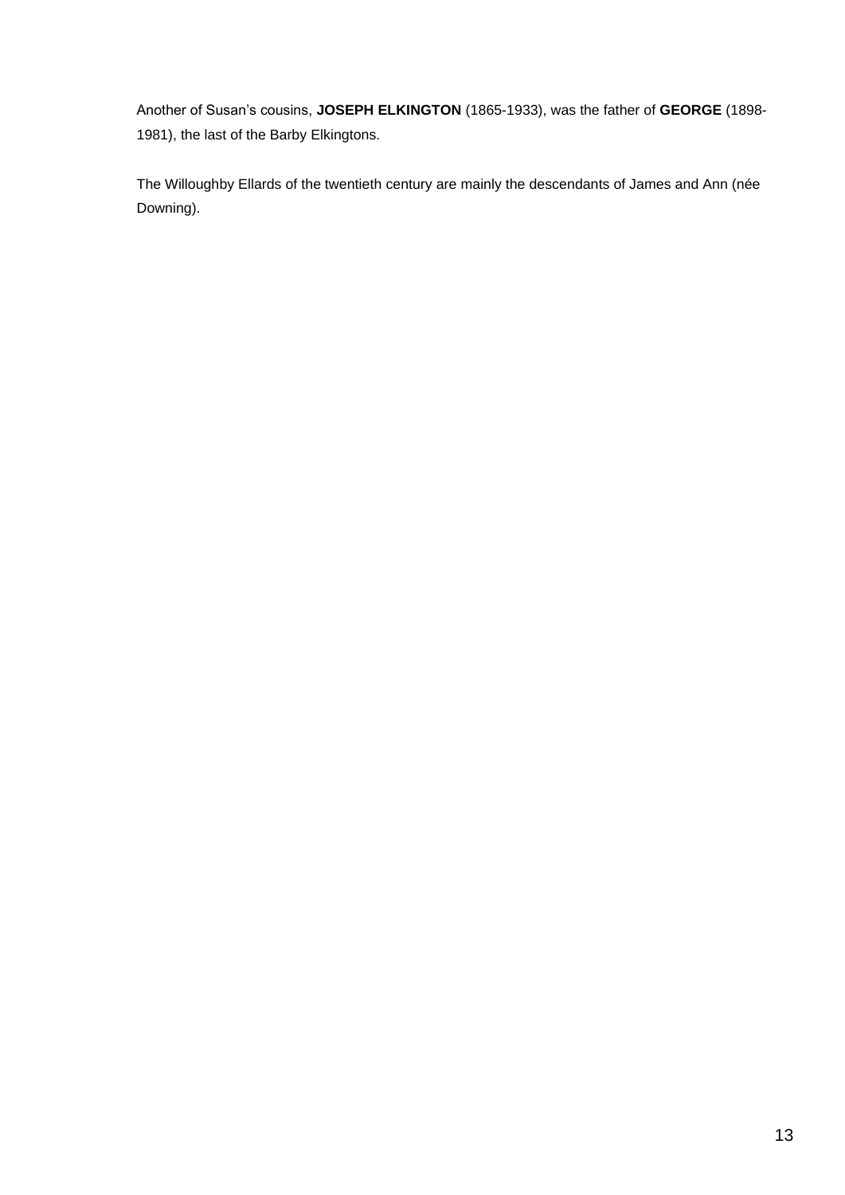Another of Susan's cousins, **JOSEPH ELKINGTON** (1865-1933), was the father of **GEORGE** (1898-1981), the last of the Barby Elkingtons.

The Willoughby Ellards of the twentieth century are mainly the descendants of James and Ann (née Downing).